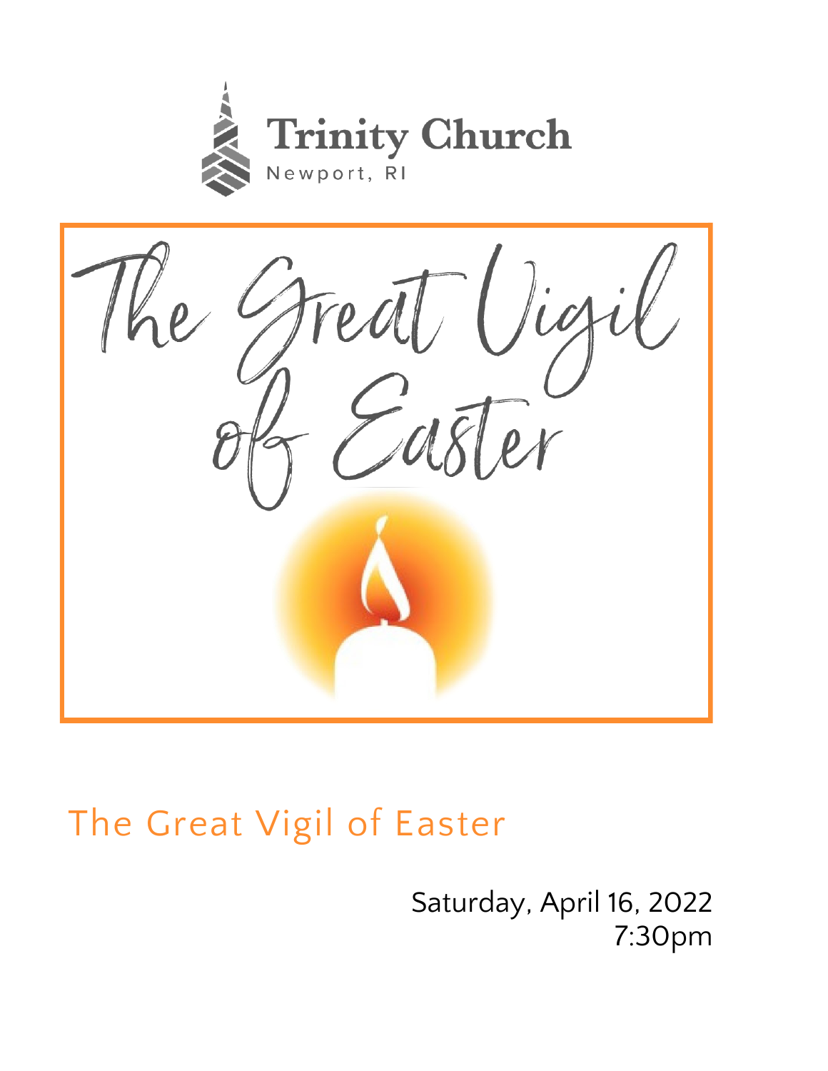Trinity Church

Newport, RI

The Great Vigil of Easter

# The Great Vigil of Easter

Saturday, April 16, 2022
7:30pm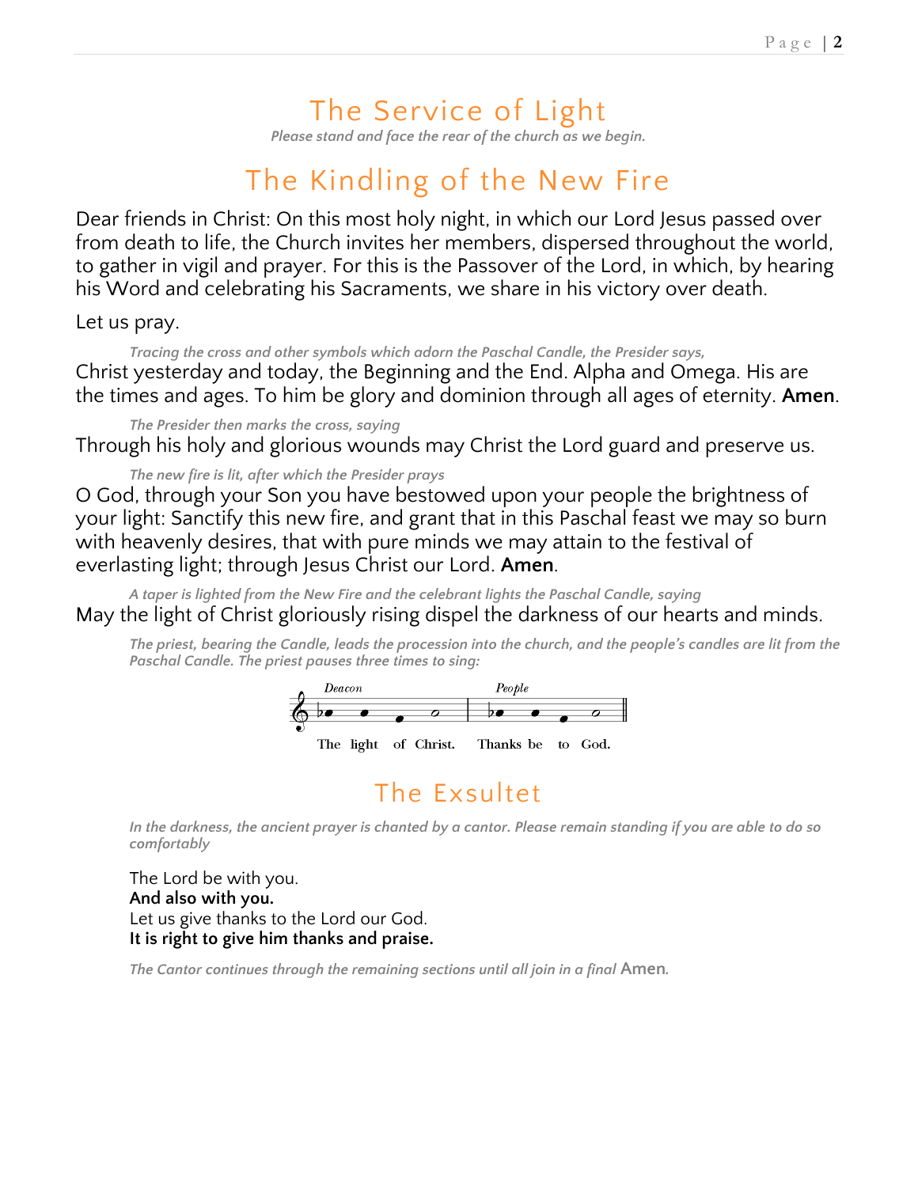# The Service of Light

*Please stand and face the rear of the church as we begin.*

# The Kindling of the New Fire

Dear friends in Christ: On this most holy night, in which our Lord Jesus passed over from death to life, the Church invites her members, dispersed throughout the world, to gather in vigil and prayer. For this is the Passover of the Lord, in which, by hearing his Word and celebrating his Sacraments, we share in his victory over death.

Let us pray.

*Tracing the cross and other symbols which adorn the Paschal Candle, the Presider says,*

Christ yesterday and today, the Beginning and the End. Alpha and Omega. His are the times and ages. To him be glory and dominion through all ages of eternity. **Amen**.

*The Presider then marks the cross, saying*

Through his holy and glorious wounds may Christ the Lord guard and preserve us.

*The new fire is lit, after which the Presider prays*

O God, through your Son you have bestowed upon your people the brightness of your light: Sanctify this new fire, and grant that in this Paschal feast we may so burn with heavenly desires, that with pure minds we may attain to the festival of everlasting light; through Jesus Christ our Lord. **Amen**.

*A taper is lighted from the New Fire and the celebrant lights the Paschal Candle, saying*

May the light of Christ gloriously rising dispel the darkness of our hearts and minds.

*The priest, bearing the Candle, leads the procession into the church, and the people's candles are lit from the Paschal Candle. The priest pauses three times to sing:*

*Deacon*
The light of Christ.
*People*
Thanks be to God.

# The Exsultet

*In the darkness, the ancient prayer is chanted by a cantor. Please remain standing if you are able to do so comfortably*

The Lord be with you.
**And also with you.**
Let us give thanks to the Lord our God.
**It is right to give him thanks and praise.**

*The Cantor continues through the remaining sections until all join in a final* **Amen**.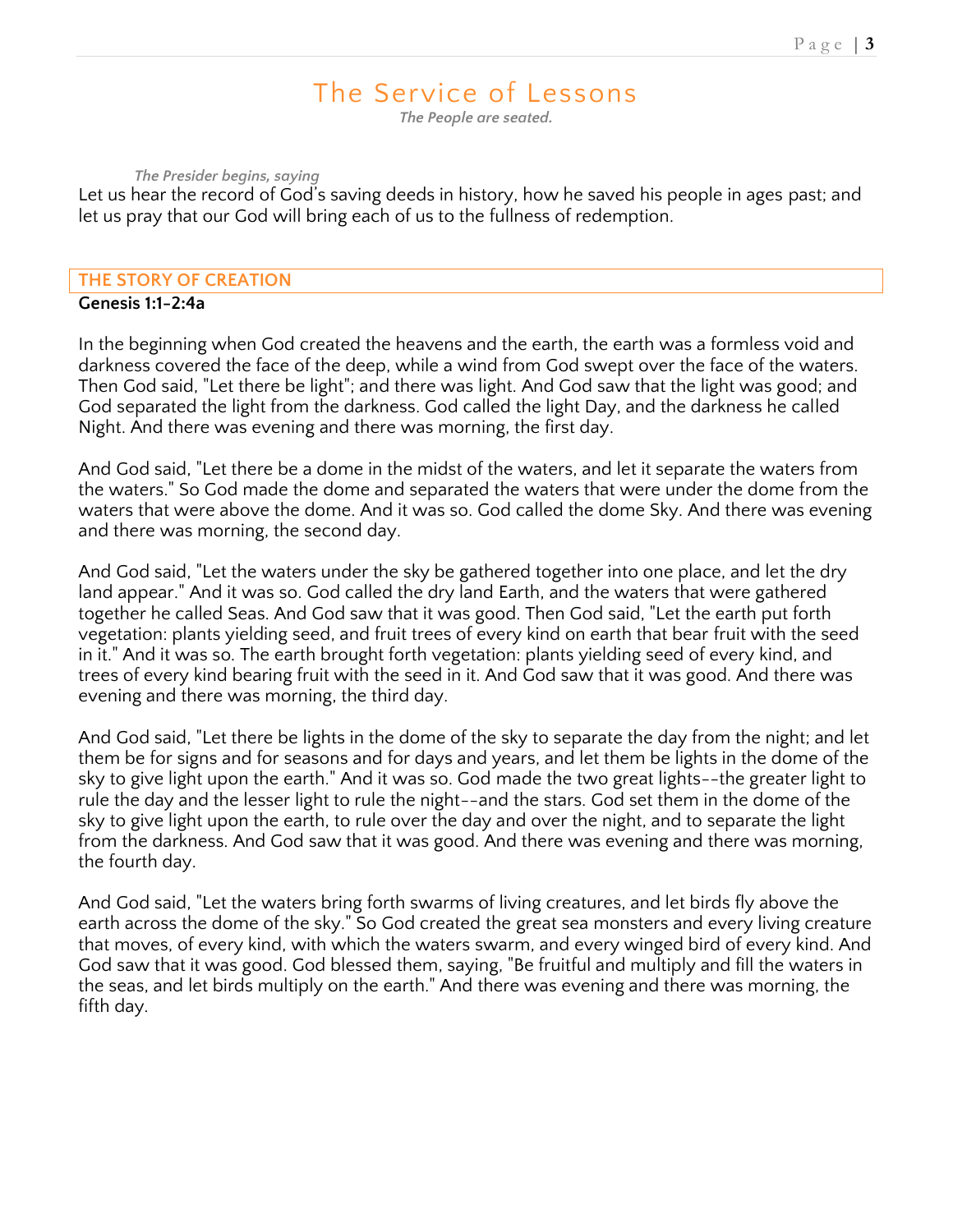# The Service of Lessons

*The People are seated.*

*The Presider begins, saying*

Let us hear the record of God's saving deeds in history, how he saved his people in ages past; and let us pray that our God will bring each of us to the fullness of redemption.

## THE STORY OF CREATION

**Genesis 1:1-2:4a**

In the beginning when God created the heavens and the earth, the earth was a formless void and darkness covered the face of the deep, while a wind from God swept over the face of the waters. Then God said, "Let there be light"; and there was light. And God saw that the light was good; and God separated the light from the darkness. God called the light Day, and the darkness he called Night. And there was evening and there was morning, the first day.

And God said, "Let there be a dome in the midst of the waters, and let it separate the waters from the waters." So God made the dome and separated the waters that were under the dome from the waters that were above the dome. And it was so. God called the dome Sky. And there was evening and there was morning, the second day.

And God said, "Let the waters under the sky be gathered together into one place, and let the dry land appear." And it was so. God called the dry land Earth, and the waters that were gathered together he called Seas. And God saw that it was good. Then God said, "Let the earth put forth vegetation: plants yielding seed, and fruit trees of every kind on earth that bear fruit with the seed in it." And it was so. The earth brought forth vegetation: plants yielding seed of every kind, and trees of every kind bearing fruit with the seed in it. And God saw that it was good. And there was evening and there was morning, the third day.

And God said, "Let there be lights in the dome of the sky to separate the day from the night; and let them be for signs and for seasons and for days and years, and let them be lights in the dome of the sky to give light upon the earth." And it was so. God made the two great lights--the greater light to rule the day and the lesser light to rule the night--and the stars. God set them in the dome of the sky to give light upon the earth, to rule over the day and over the night, and to separate the light from the darkness. And God saw that it was good. And there was evening and there was morning, the fourth day.

And God said, "Let the waters bring forth swarms of living creatures, and let birds fly above the earth across the dome of the sky." So God created the great sea monsters and every living creature that moves, of every kind, with which the waters swarm, and every winged bird of every kind. And God saw that it was good. God blessed them, saying, "Be fruitful and multiply and fill the waters in the seas, and let birds multiply on the earth." And there was evening and there was morning, the fifth day.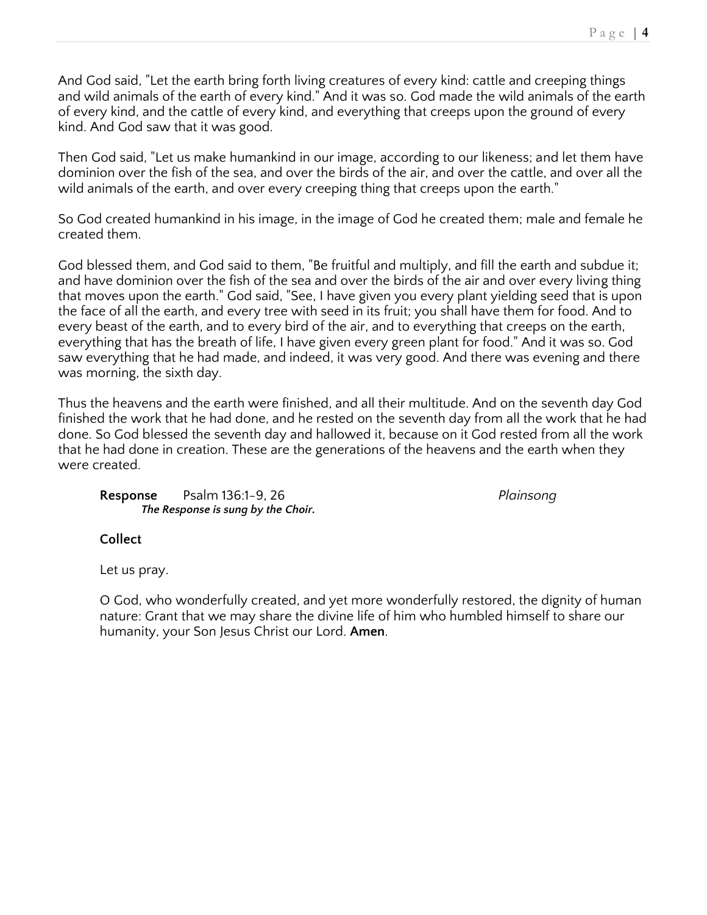And God said, "Let the earth bring forth living creatures of every kind: cattle and creeping things and wild animals of the earth of every kind." And it was so. God made the wild animals of the earth of every kind, and the cattle of every kind, and everything that creeps upon the ground of every kind. And God saw that it was good.

Then God said, "Let us make humankind in our image, according to our likeness; and let them have dominion over the fish of the sea, and over the birds of the air, and over the cattle, and over all the wild animals of the earth, and over every creeping thing that creeps upon the earth."

So God created humankind in his image, in the image of God he created them; male and female he created them.

God blessed them, and God said to them, "Be fruitful and multiply, and fill the earth and subdue it; and have dominion over the fish of the sea and over the birds of the air and over every living thing that moves upon the earth." God said, "See, I have given you every plant yielding seed that is upon the face of all the earth, and every tree with seed in its fruit; you shall have them for food. And to every beast of the earth, and to every bird of the air, and to everything that creeps on the earth, everything that has the breath of life, I have given every green plant for food." And it was so. God saw everything that he had made, and indeed, it was very good. And there was evening and there was morning, the sixth day.

Thus the heavens and the earth were finished, and all their multitude. And on the seventh day God finished the work that he had done, and he rested on the seventh day from all the work that he had done. So God blessed the seventh day and hallowed it, because on it God rested from all the work that he had done in creation. These are the generations of the heavens and the earth when they were created.

**Response** Psalm 136:1-9, 26 *Plainsong*

***The Response is sung by the Choir.***

**Collect**

Let us pray.

O God, who wonderfully created, and yet more wonderfully restored, the dignity of human nature: Grant that we may share the divine life of him who humbled himself to share our humanity, your Son Jesus Christ our Lord. **Amen**.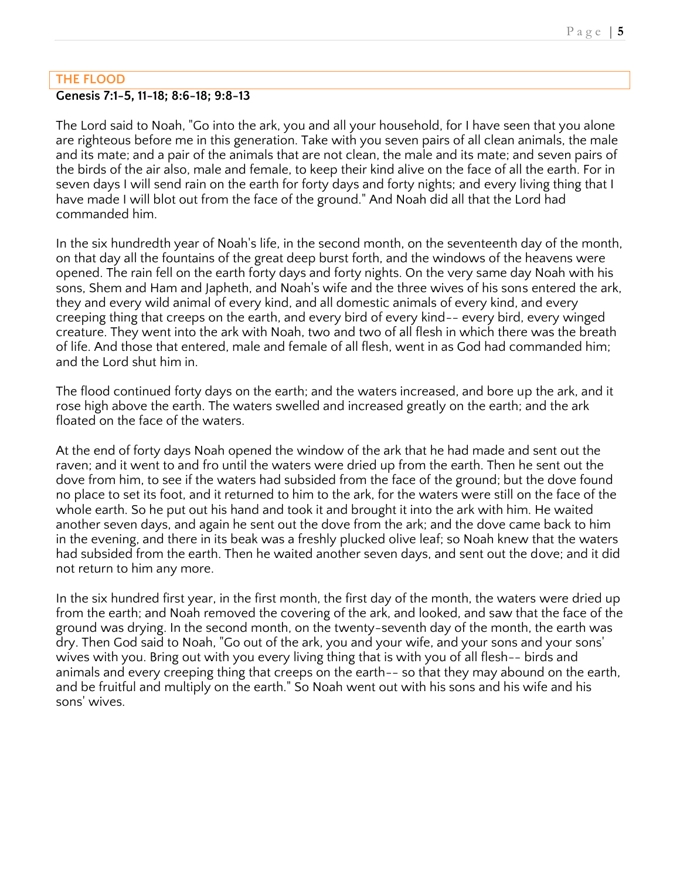## THE FLOOD

**Genesis 7:1-5, 11-18; 8:6-18; 9:8-13**

The Lord said to Noah, "Go into the ark, you and all your household, for I have seen that you alone are righteous before me in this generation. Take with you seven pairs of all clean animals, the male and its mate; and a pair of the animals that are not clean, the male and its mate; and seven pairs of the birds of the air also, male and female, to keep their kind alive on the face of all the earth. For in seven days I will send rain on the earth for forty days and forty nights; and every living thing that I have made I will blot out from the face of the ground." And Noah did all that the Lord had commanded him.

In the six hundredth year of Noah's life, in the second month, on the seventeenth day of the month, on that day all the fountains of the great deep burst forth, and the windows of the heavens were opened. The rain fell on the earth forty days and forty nights. On the very same day Noah with his sons, Shem and Ham and Japheth, and Noah's wife and the three wives of his sons entered the ark, they and every wild animal of every kind, and all domestic animals of every kind, and every creeping thing that creeps on the earth, and every bird of every kind-- every bird, every winged creature. They went into the ark with Noah, two and two of all flesh in which there was the breath of life. And those that entered, male and female of all flesh, went in as God had commanded him; and the Lord shut him in.

The flood continued forty days on the earth; and the waters increased, and bore up the ark, and it rose high above the earth. The waters swelled and increased greatly on the earth; and the ark floated on the face of the waters.

At the end of forty days Noah opened the window of the ark that he had made and sent out the raven; and it went to and fro until the waters were dried up from the earth. Then he sent out the dove from him, to see if the waters had subsided from the face of the ground; but the dove found no place to set its foot, and it returned to him to the ark, for the waters were still on the face of the whole earth. So he put out his hand and took it and brought it into the ark with him. He waited another seven days, and again he sent out the dove from the ark; and the dove came back to him in the evening, and there in its beak was a freshly plucked olive leaf; so Noah knew that the waters had subsided from the earth. Then he waited another seven days, and sent out the dove; and it did not return to him any more.

In the six hundred first year, in the first month, the first day of the month, the waters were dried up from the earth; and Noah removed the covering of the ark, and looked, and saw that the face of the ground was drying. In the second month, on the twenty-seventh day of the month, the earth was dry. Then God said to Noah, "Go out of the ark, you and your wife, and your sons and your sons' wives with you. Bring out with you every living thing that is with you of all flesh-- birds and animals and every creeping thing that creeps on the earth-- so that they may abound on the earth, and be fruitful and multiply on the earth." So Noah went out with his sons and his wife and his sons' wives.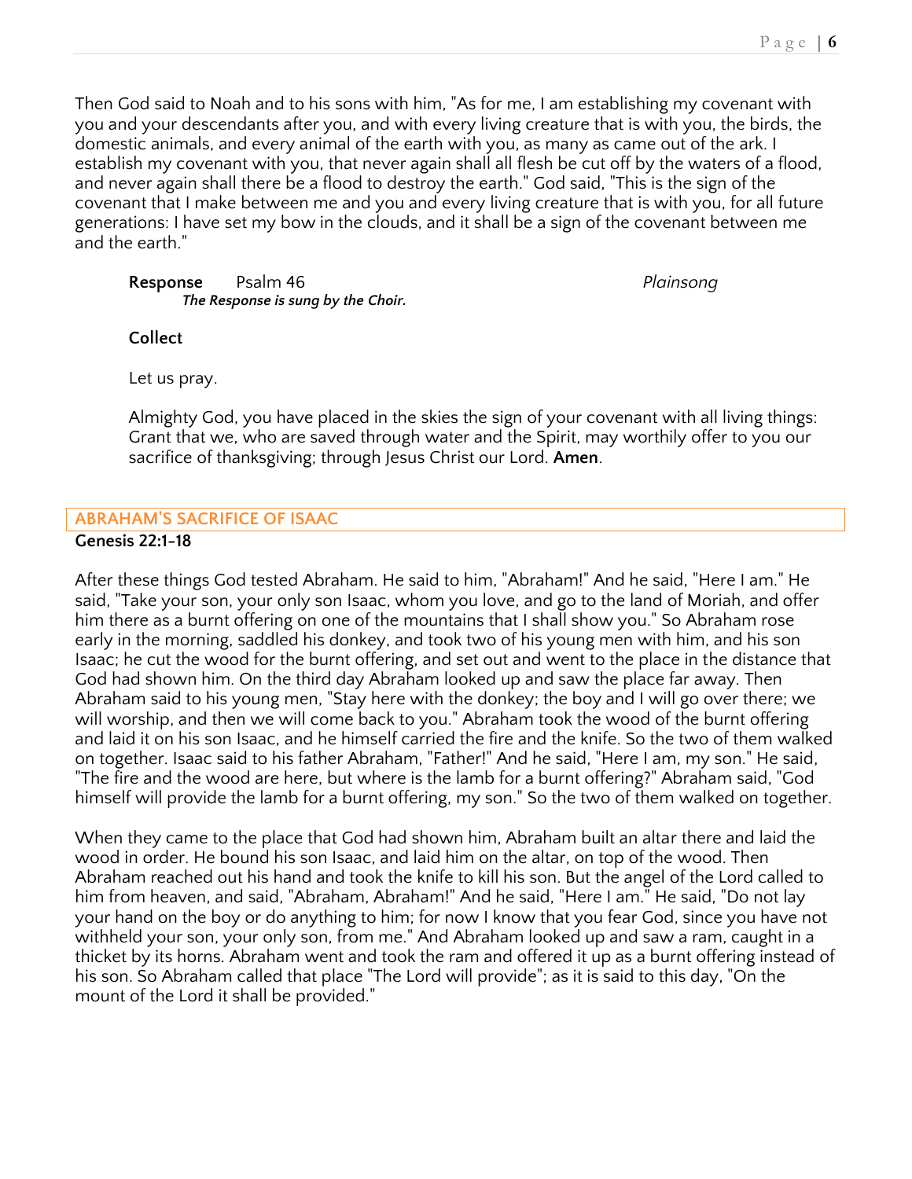Then God said to Noah and to his sons with him, "As for me, I am establishing my covenant with you and your descendants after you, and with every living creature that is with you, the birds, the domestic animals, and every animal of the earth with you, as many as came out of the ark. I establish my covenant with you, that never again shall all flesh be cut off by the waters of a flood, and never again shall there be a flood to destroy the earth." God said, "This is the sign of the covenant that I make between me and you and every living creature that is with you, for all future generations: I have set my bow in the clouds, and it shall be a sign of the covenant between me and the earth."

**Response** Psalm 46 *Plainsong*
***The Response is sung by the Choir.***

**Collect**

Let us pray.

Almighty God, you have placed in the skies the sign of your covenant with all living things: Grant that we, who are saved through water and the Spirit, may worthily offer to you our sacrifice of thanksgiving; through Jesus Christ our Lord. **Amen**.

## ABRAHAM'S SACRIFICE OF ISAAC

**Genesis 22:1-18**

After these things God tested Abraham. He said to him, "Abraham!" And he said, "Here I am." He said, "Take your son, your only son Isaac, whom you love, and go to the land of Moriah, and offer him there as a burnt offering on one of the mountains that I shall show you." So Abraham rose early in the morning, saddled his donkey, and took two of his young men with him, and his son Isaac; he cut the wood for the burnt offering, and set out and went to the place in the distance that God had shown him. On the third day Abraham looked up and saw the place far away. Then Abraham said to his young men, "Stay here with the donkey; the boy and I will go over there; we will worship, and then we will come back to you." Abraham took the wood of the burnt offering and laid it on his son Isaac, and he himself carried the fire and the knife. So the two of them walked on together. Isaac said to his father Abraham, "Father!" And he said, "Here I am, my son." He said, "The fire and the wood are here, but where is the lamb for a burnt offering?" Abraham said, "God himself will provide the lamb for a burnt offering, my son." So the two of them walked on together.

When they came to the place that God had shown him, Abraham built an altar there and laid the wood in order. He bound his son Isaac, and laid him on the altar, on top of the wood. Then Abraham reached out his hand and took the knife to kill his son. But the angel of the Lord called to him from heaven, and said, "Abraham, Abraham!" And he said, "Here I am." He said, "Do not lay your hand on the boy or do anything to him; for now I know that you fear God, since you have not withheld your son, your only son, from me." And Abraham looked up and saw a ram, caught in a thicket by its horns. Abraham went and took the ram and offered it up as a burnt offering instead of his son. So Abraham called that place "The Lord will provide"; as it is said to this day, "On the mount of the Lord it shall be provided."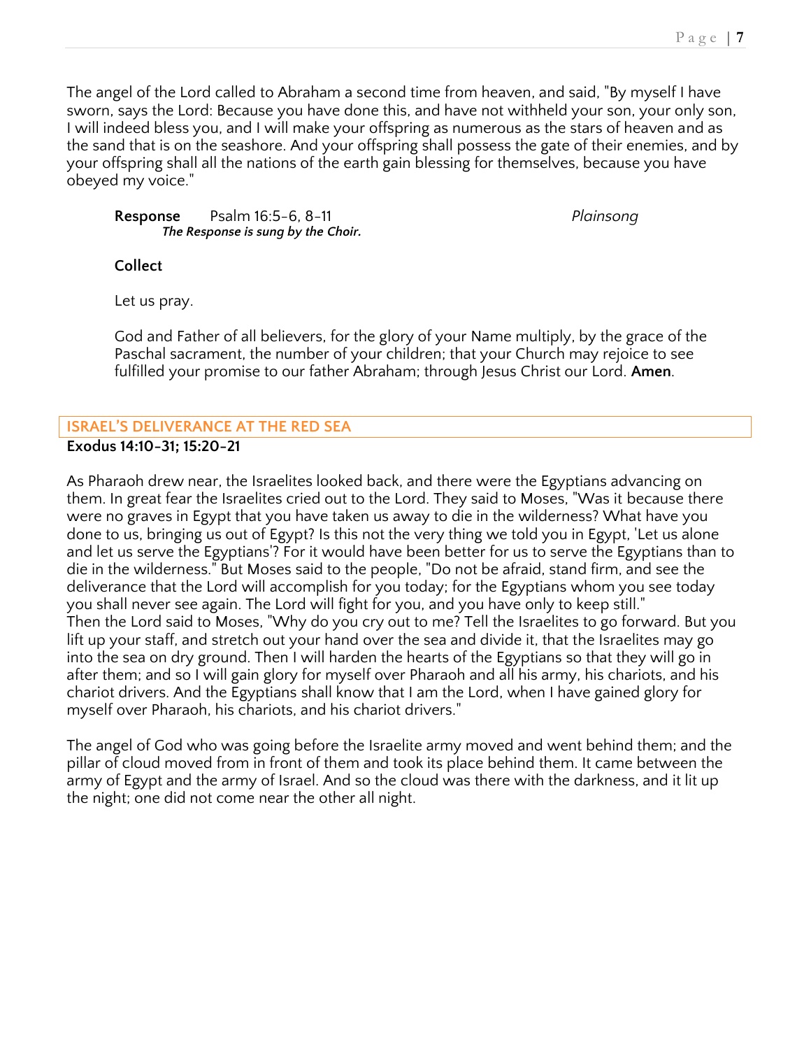The angel of the Lord called to Abraham a second time from heaven, and said, "By myself I have sworn, says the Lord: Because you have done this, and have not withheld your son, your only son, I will indeed bless you, and I will make your offspring as numerous as the stars of heaven and as the sand that is on the seashore. And your offspring shall possess the gate of their enemies, and by your offspring shall all the nations of the earth gain blessing for themselves, because you have obeyed my voice."

**Response** Psalm 16:5-6, 8-11 *Plainsong*
***The Response is sung by the Choir.***

**Collect**

Let us pray.

God and Father of all believers, for the glory of your Name multiply, by the grace of the Paschal sacrament, the number of your children; that your Church may rejoice to see fulfilled your promise to our father Abraham; through Jesus Christ our Lord. **Amen**.

## ISRAEL'S DELIVERANCE AT THE RED SEA

**Exodus 14:10-31; 15:20-21**

As Pharaoh drew near, the Israelites looked back, and there were the Egyptians advancing on them. In great fear the Israelites cried out to the Lord. They said to Moses, "Was it because there were no graves in Egypt that you have taken us away to die in the wilderness? What have you done to us, bringing us out of Egypt? Is this not the very thing we told you in Egypt, 'Let us alone and let us serve the Egyptians'? For it would have been better for us to serve the Egyptians than to die in the wilderness." But Moses said to the people, "Do not be afraid, stand firm, and see the deliverance that the Lord will accomplish for you today; for the Egyptians whom you see today you shall never see again. The Lord will fight for you, and you have only to keep still."
Then the Lord said to Moses, "Why do you cry out to me? Tell the Israelites to go forward. But you lift up your staff, and stretch out your hand over the sea and divide it, that the Israelites may go into the sea on dry ground. Then I will harden the hearts of the Egyptians so that they will go in after them; and so I will gain glory for myself over Pharaoh and all his army, his chariots, and his chariot drivers. And the Egyptians shall know that I am the Lord, when I have gained glory for myself over Pharaoh, his chariots, and his chariot drivers."

The angel of God who was going before the Israelite army moved and went behind them; and the pillar of cloud moved from in front of them and took its place behind them. It came between the army of Egypt and the army of Israel. And so the cloud was there with the darkness, and it lit up the night; one did not come near the other all night.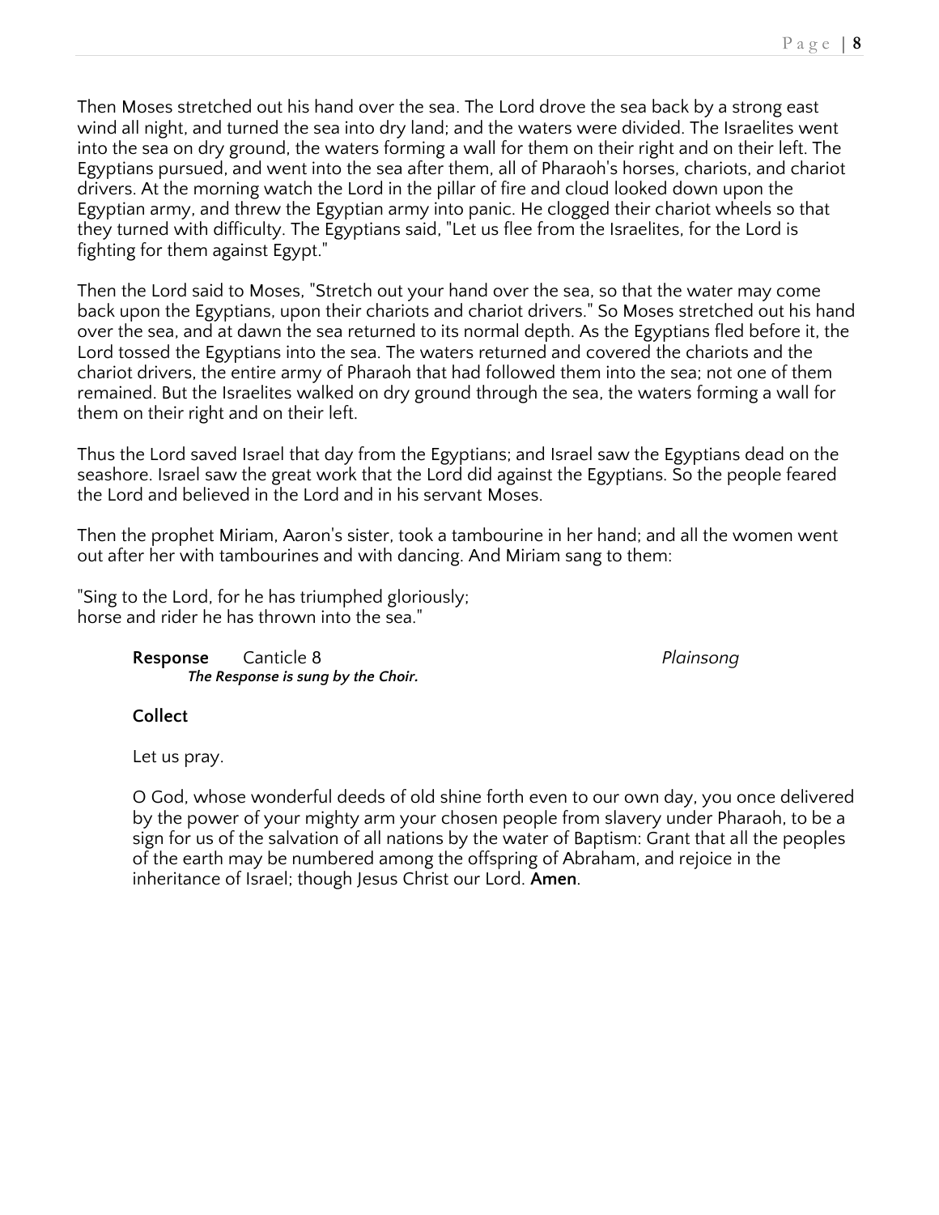Then Moses stretched out his hand over the sea. The Lord drove the sea back by a strong east wind all night, and turned the sea into dry land; and the waters were divided. The Israelites went into the sea on dry ground, the waters forming a wall for them on their right and on their left. The Egyptians pursued, and went into the sea after them, all of Pharaoh's horses, chariots, and chariot drivers. At the morning watch the Lord in the pillar of fire and cloud looked down upon the Egyptian army, and threw the Egyptian army into panic. He clogged their chariot wheels so that they turned with difficulty. The Egyptians said, "Let us flee from the Israelites, for the Lord is fighting for them against Egypt."

Then the Lord said to Moses, "Stretch out your hand over the sea, so that the water may come back upon the Egyptians, upon their chariots and chariot drivers." So Moses stretched out his hand over the sea, and at dawn the sea returned to its normal depth. As the Egyptians fled before it, the Lord tossed the Egyptians into the sea. The waters returned and covered the chariots and the chariot drivers, the entire army of Pharaoh that had followed them into the sea; not one of them remained. But the Israelites walked on dry ground through the sea, the waters forming a wall for them on their right and on their left.

Thus the Lord saved Israel that day from the Egyptians; and Israel saw the Egyptians dead on the seashore. Israel saw the great work that the Lord did against the Egyptians. So the people feared the Lord and believed in the Lord and in his servant Moses.

Then the prophet Miriam, Aaron's sister, took a tambourine in her hand; and all the women went out after her with tambourines and with dancing. And Miriam sang to them:

"Sing to the Lord, for he has triumphed gloriously;
horse and rider he has thrown into the sea."

**Response** Canticle 8 *Plainsong*
***The Response is sung by the Choir.***

**Collect**

Let us pray.

O God, whose wonderful deeds of old shine forth even to our own day, you once delivered by the power of your mighty arm your chosen people from slavery under Pharaoh, to be a sign for us of the salvation of all nations by the water of Baptism: Grant that all the peoples of the earth may be numbered among the offspring of Abraham, and rejoice in the inheritance of Israel; though Jesus Christ our Lord. **Amen**.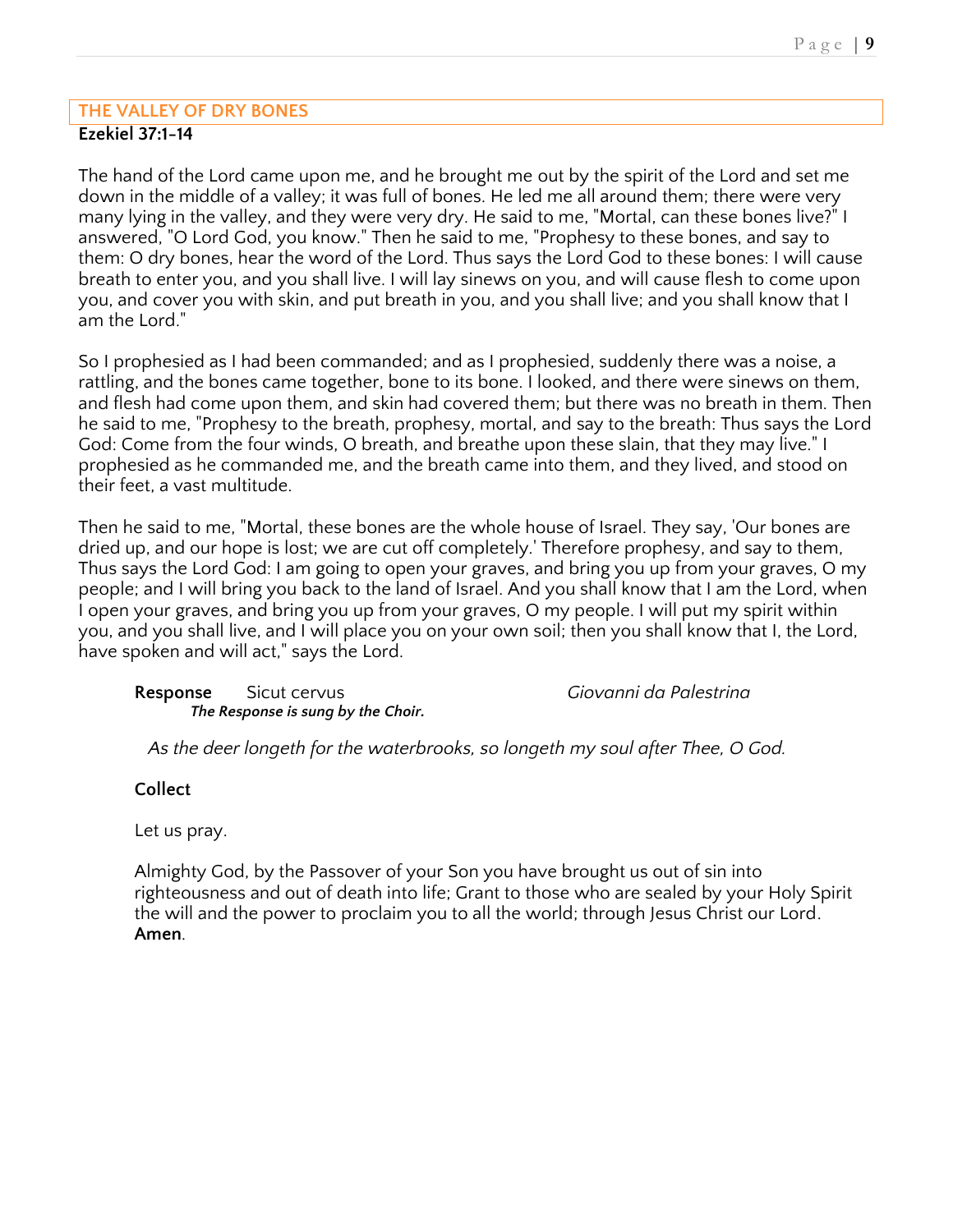## THE VALLEY OF DRY BONES

**Ezekiel 37:1-14**

The hand of the Lord came upon me, and he brought me out by the spirit of the Lord and set me down in the middle of a valley; it was full of bones. He led me all around them; there were very many lying in the valley, and they were very dry. He said to me, "Mortal, can these bones live?" I answered, "O Lord God, you know." Then he said to me, "Prophesy to these bones, and say to them: O dry bones, hear the word of the Lord. Thus says the Lord God to these bones: I will cause breath to enter you, and you shall live. I will lay sinews on you, and will cause flesh to come upon you, and cover you with skin, and put breath in you, and you shall live; and you shall know that I am the Lord."

So I prophesied as I had been commanded; and as I prophesied, suddenly there was a noise, a rattling, and the bones came together, bone to its bone. I looked, and there were sinews on them, and flesh had come upon them, and skin had covered them; but there was no breath in them. Then he said to me, "Prophesy to the breath, prophesy, mortal, and say to the breath: Thus says the Lord God: Come from the four winds, O breath, and breathe upon these slain, that they may live." I prophesied as he commanded me, and the breath came into them, and they lived, and stood on their feet, a vast multitude.

Then he said to me, "Mortal, these bones are the whole house of Israel. They say, 'Our bones are dried up, and our hope is lost; we are cut off completely.' Therefore prophesy, and say to them, Thus says the Lord God: I am going to open your graves, and bring you up from your graves, O my people; and I will bring you back to the land of Israel. And you shall know that I am the Lord, when I open your graves, and bring you up from your graves, O my people. I will put my spirit within you, and you shall live, and I will place you on your own soil; then you shall know that I, the Lord, have spoken and will act," says the Lord.

**Response** Sicut cervus *Giovanni da Palestrina*
***The Response is sung by the Choir.***

*As the deer longeth for the waterbrooks, so longeth my soul after Thee, O God.*

**Collect**

Let us pray.

Almighty God, by the Passover of your Son you have brought us out of sin into righteousness and out of death into life; Grant to those who are sealed by your Holy Spirit the will and the power to proclaim you to all the world; through Jesus Christ our Lord. **Amen**.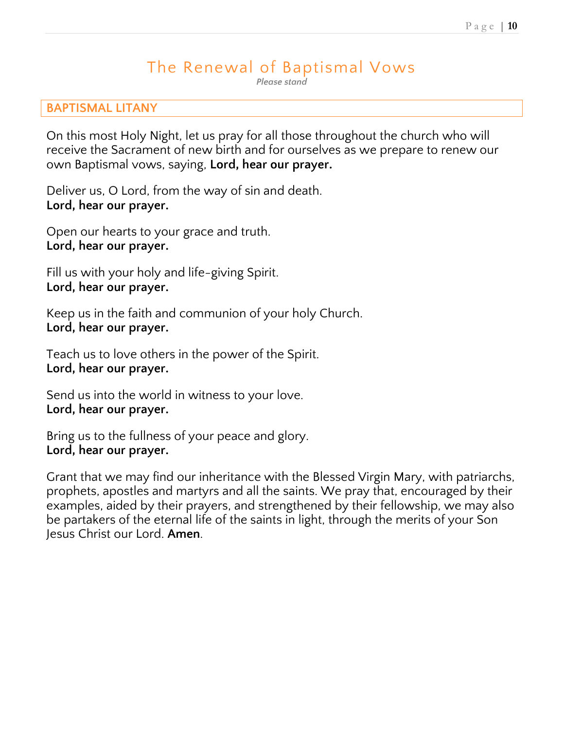# The Renewal of Baptismal Vows

*Please stand*

## BAPTISMAL LITANY

On this most Holy Night, let us pray for all those throughout the church who will receive the Sacrament of new birth and for ourselves as we prepare to renew our own Baptismal vows, saying, **Lord, hear our prayer.**

Deliver us, O Lord, from the way of sin and death.
**Lord, hear our prayer.**

Open our hearts to your grace and truth.
**Lord, hear our prayer.**

Fill us with your holy and life-giving Spirit.
**Lord, hear our prayer.**

Keep us in the faith and communion of your holy Church.
**Lord, hear our prayer.**

Teach us to love others in the power of the Spirit.
**Lord, hear our prayer.**

Send us into the world in witness to your love.
**Lord, hear our prayer.**

Bring us to the fullness of your peace and glory.
**Lord, hear our prayer.**

Grant that we may find our inheritance with the Blessed Virgin Mary, with patriarchs, prophets, apostles and martyrs and all the saints. We pray that, encouraged by their examples, aided by their prayers, and strengthened by their fellowship, we may also be partakers of the eternal life of the saints in light, through the merits of your Son Jesus Christ our Lord. **Amen**.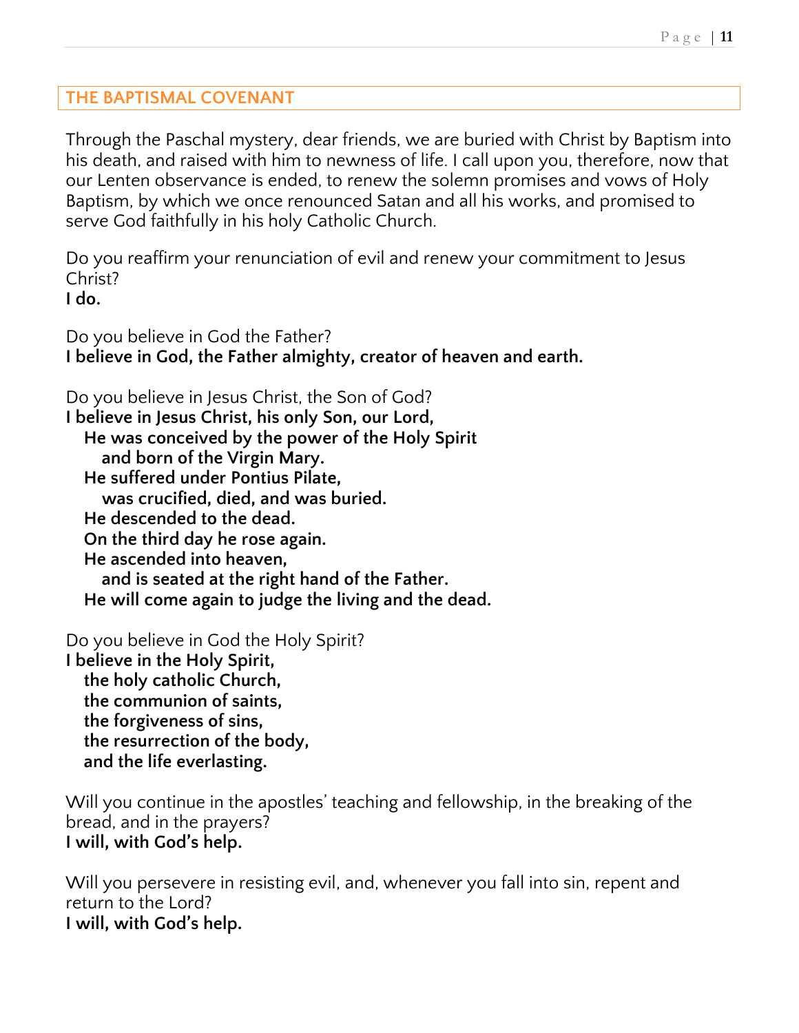## THE BAPTISMAL COVENANT

Through the Paschal mystery, dear friends, we are buried with Christ by Baptism into his death, and raised with him to newness of life. I call upon you, therefore, now that our Lenten observance is ended, to renew the solemn promises and vows of Holy Baptism, by which we once renounced Satan and all his works, and promised to serve God faithfully in his holy Catholic Church.

Do you reaffirm your renunciation of evil and renew your commitment to Jesus Christ?
**I do.**

Do you believe in God the Father?
**I believe in God, the Father almighty, creator of heaven and earth.**

Do you believe in Jesus Christ, the Son of God?
**I believe in Jesus Christ, his only Son, our Lord,**
**He was conceived by the power of the Holy Spirit**
**and born of the Virgin Mary.**
**He suffered under Pontius Pilate,**
**was crucified, died, and was buried.**
**He descended to the dead.**
**On the third day he rose again.**
**He ascended into heaven,**
**and is seated at the right hand of the Father.**
**He will come again to judge the living and the dead.**

Do you believe in God the Holy Spirit?
**I believe in the Holy Spirit,**
**the holy catholic Church,**
**the communion of saints,**
**the forgiveness of sins,**
**the resurrection of the body,**
**and the life everlasting.**

Will you continue in the apostles' teaching and fellowship, in the breaking of the bread, and in the prayers?
**I will, with God's help.**

Will you persevere in resisting evil, and, whenever you fall into sin, repent and return to the Lord?
**I will, with God's help.**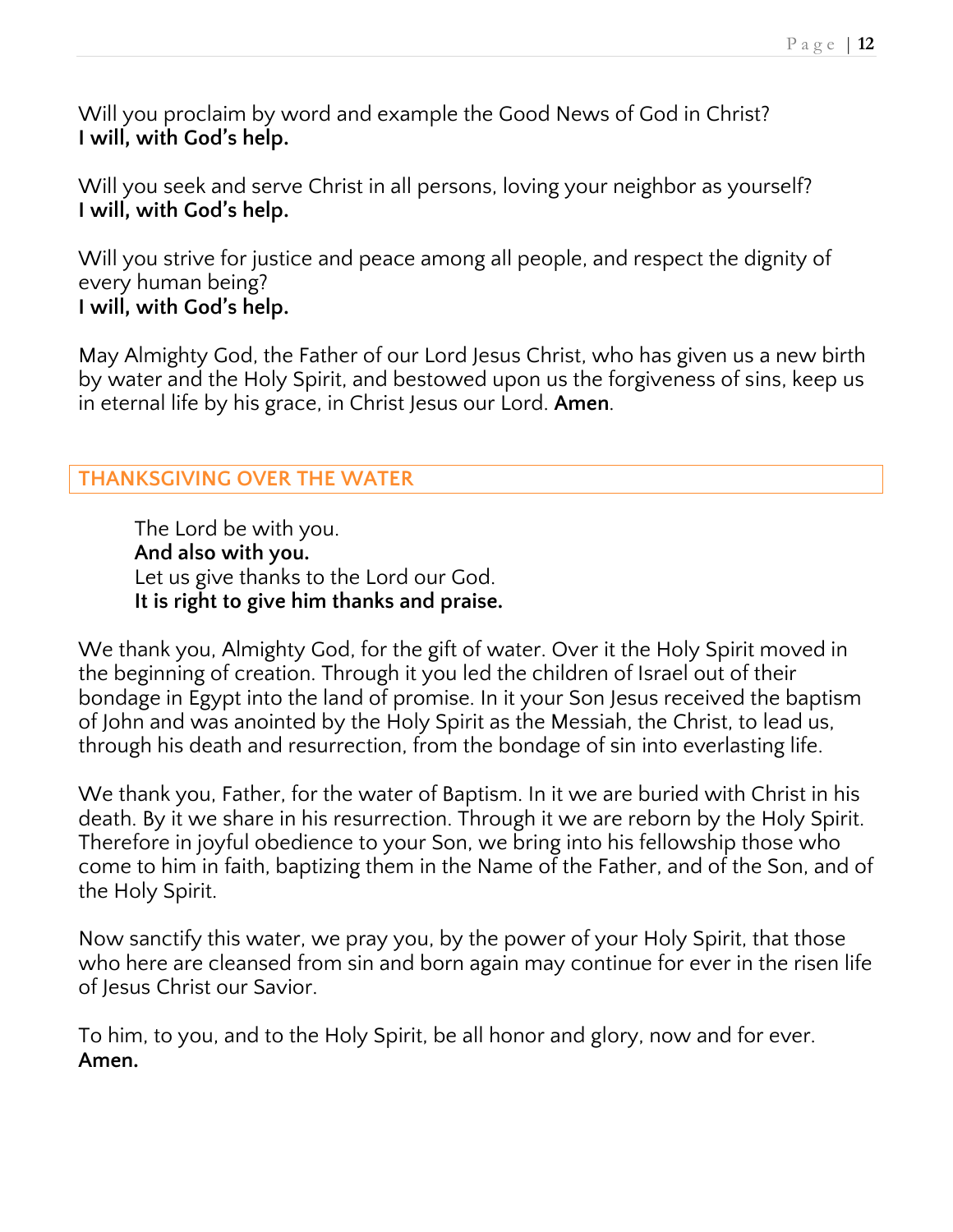Will you proclaim by word and example the Good News of God in Christ?
**I will, with God's help.**

Will you seek and serve Christ in all persons, loving your neighbor as yourself?
**I will, with God's help.**

Will you strive for justice and peace among all people, and respect the dignity of every human being?
**I will, with God's help.**

May Almighty God, the Father of our Lord Jesus Christ, who has given us a new birth by water and the Holy Spirit, and bestowed upon us the forgiveness of sins, keep us in eternal life by his grace, in Christ Jesus our Lord. **Amen**.

## THANKSGIVING OVER THE WATER

The Lord be with you.
**And also with you.**
Let us give thanks to the Lord our God.
**It is right to give him thanks and praise.**

We thank you, Almighty God, for the gift of water. Over it the Holy Spirit moved in the beginning of creation. Through it you led the children of Israel out of their bondage in Egypt into the land of promise. In it your Son Jesus received the baptism of John and was anointed by the Holy Spirit as the Messiah, the Christ, to lead us, through his death and resurrection, from the bondage of sin into everlasting life.

We thank you, Father, for the water of Baptism. In it we are buried with Christ in his death. By it we share in his resurrection. Through it we are reborn by the Holy Spirit. Therefore in joyful obedience to your Son, we bring into his fellowship those who come to him in faith, baptizing them in the Name of the Father, and of the Son, and of the Holy Spirit.

Now sanctify this water, we pray you, by the power of your Holy Spirit, that those who here are cleansed from sin and born again may continue for ever in the risen life of Jesus Christ our Savior.

To him, to you, and to the Holy Spirit, be all honor and glory, now and for ever.
**Amen.**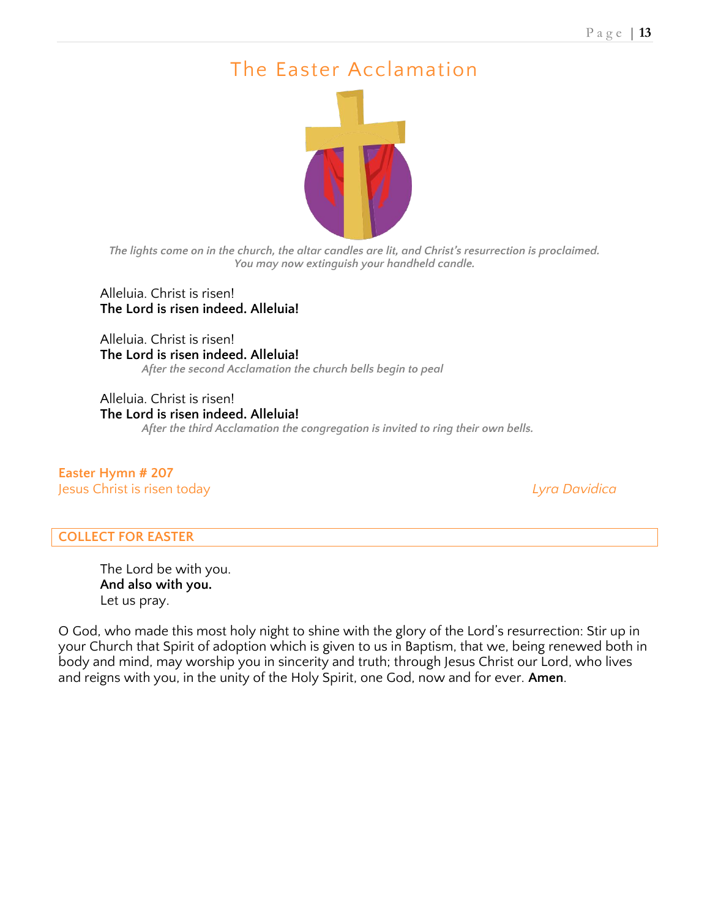# The Easter Acclamation

*The lights come on in the church, the altar candles are lit, and Christ's resurrection is proclaimed. You may now extinguish your handheld candle.*

Alleluia. Christ is risen!
**The Lord is risen indeed. Alleluia!**

Alleluia. Christ is risen!
**The Lord is risen indeed. Alleluia!**
*After the second Acclamation the church bells begin to peal*

Alleluia. Christ is risen!
**The Lord is risen indeed. Alleluia!**
*After the third Acclamation the congregation is invited to ring their own bells.*

**Easter Hymn # 207**
Jesus Christ is risen today *Lyra Davidica*

## COLLECT FOR EASTER

The Lord be with you.
**And also with you.**
Let us pray.

O God, who made this most holy night to shine with the glory of the Lord's resurrection: Stir up in your Church that Spirit of adoption which is given to us in Baptism, that we, being renewed both in body and mind, may worship you in sincerity and truth; through Jesus Christ our Lord, who lives and reigns with you, in the unity of the Holy Spirit, one God, now and for ever. **Amen**.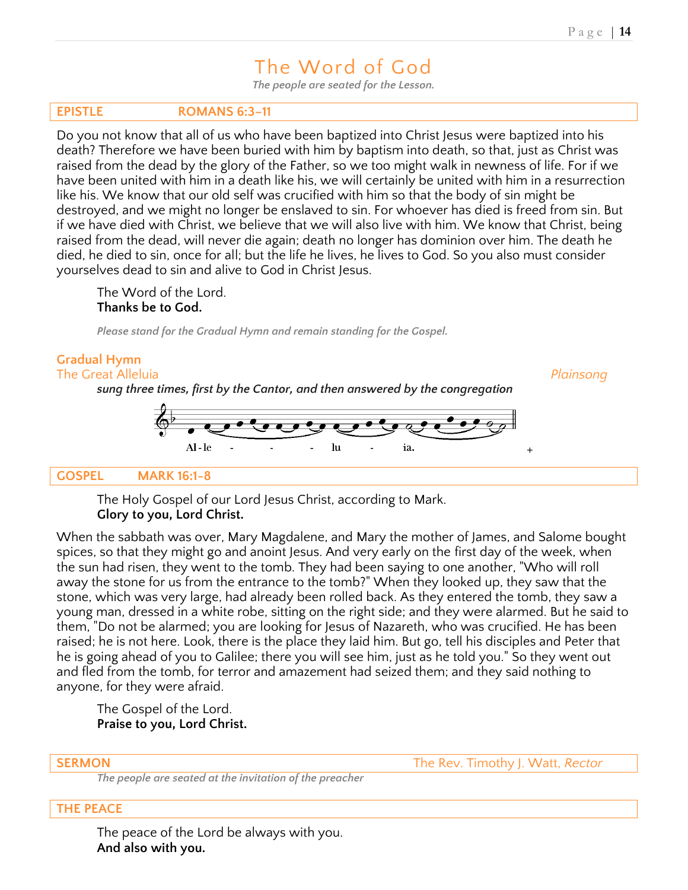# The Word of God

*The people are seated for the Lesson.*

## EPISTLE ROMANS 6:3–11

Do you not know that all of us who have been baptized into Christ Jesus were baptized into his death? Therefore we have been buried with him by baptism into death, so that, just as Christ was raised from the dead by the glory of the Father, so we too might walk in newness of life. For if we have been united with him in a death like his, we will certainly be united with him in a resurrection like his. We know that our old self was crucified with him so that the body of sin might be destroyed, and we might no longer be enslaved to sin. For whoever has died is freed from sin. But if we have died with Christ, we believe that we will also live with him. We know that Christ, being raised from the dead, will never die again; death no longer has dominion over him. The death he died, he died to sin, once for all; but the life he lives, he lives to God. So you also must consider yourselves dead to sin and alive to God in Christ Jesus.

The Word of the Lord.
**Thanks be to God.**

*Please stand for the Gradual Hymn and remain standing for the Gospel.*

## Gradual Hymn

The Great Alleluia *Plainsong*

***sung three times, first by the Cantor, and then answered by the congregation***

Al - le - - - lu - ia.

## GOSPEL MARK 16:1-8

The Holy Gospel of our Lord Jesus Christ, according to Mark.
**Glory to you, Lord Christ.**

When the sabbath was over, Mary Magdalene, and Mary the mother of James, and Salome bought spices, so that they might go and anoint Jesus. And very early on the first day of the week, when the sun had risen, they went to the tomb. They had been saying to one another, "Who will roll away the stone for us from the entrance to the tomb?" When they looked up, they saw that the stone, which was very large, had already been rolled back. As they entered the tomb, they saw a young man, dressed in a white robe, sitting on the right side; and they were alarmed. But he said to them, "Do not be alarmed; you are looking for Jesus of Nazareth, who was crucified. He has been raised; he is not here. Look, there is the place they laid him. But go, tell his disciples and Peter that he is going ahead of you to Galilee; there you will see him, just as he told you." So they went out and fled from the tomb, for terror and amazement had seized them; and they said nothing to anyone, for they were afraid.

The Gospel of the Lord.
**Praise to you, Lord Christ.**

## SERMON The Rev. Timothy J. Watt, *Rector*

*The people are seated at the invitation of the preacher*

## THE PEACE

The peace of the Lord be always with you.
**And also with you.**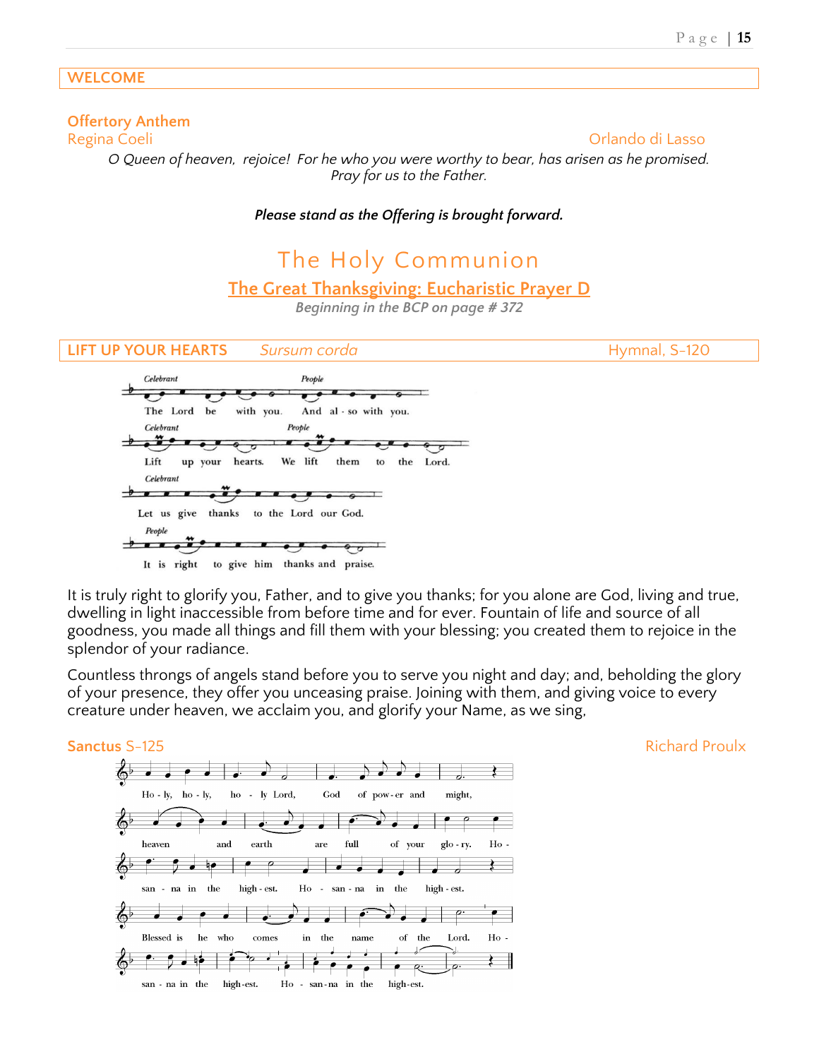## WELCOME

### Offertory Anthem

Regina Coeli — Orlando di Lasso

*O Queen of heaven, rejoice! For he who you were worthy to bear, has arisen as he promised. Pray for us to the Father.*

***Please stand as the Offering is brought forward.***

# The Holy Communion

## The Great Thanksgiving: Eucharistic Prayer D

*Beginning in the BCP on page # 372*

## LIFT UP YOUR HEARTS *Sursum corda* — Hymnal, S-120

*Celebrant* The Lord be with you.
*People* And also with you.

*Celebrant* Lift up your hearts.
*People* We lift them to the Lord.

*Celebrant* Let us give thanks to the Lord our God.

*People* It is right to give him thanks and praise.

It is truly right to glorify you, Father, and to give you thanks; for you alone are God, living and true, dwelling in light inaccessible from before time and for ever. Fountain of life and source of all goodness, you made all things and fill them with your blessing; you created them to rejoice in the splendor of your radiance.

Countless throngs of angels stand before you to serve you night and day; and, beholding the glory of your presence, they offer you unceasing praise. Joining with them, and giving voice to every creature under heaven, we acclaim you, and glorify your Name, as we sing,

### Sanctus S-125 — Richard Proulx

Holy, holy, holy Lord, God of power and might, heaven and earth are full of your glory. Hosanna in the highest. Hosanna in the highest.

Blessed is he who comes in the name of the Lord. Hosanna in the highest. Hosanna in the highest.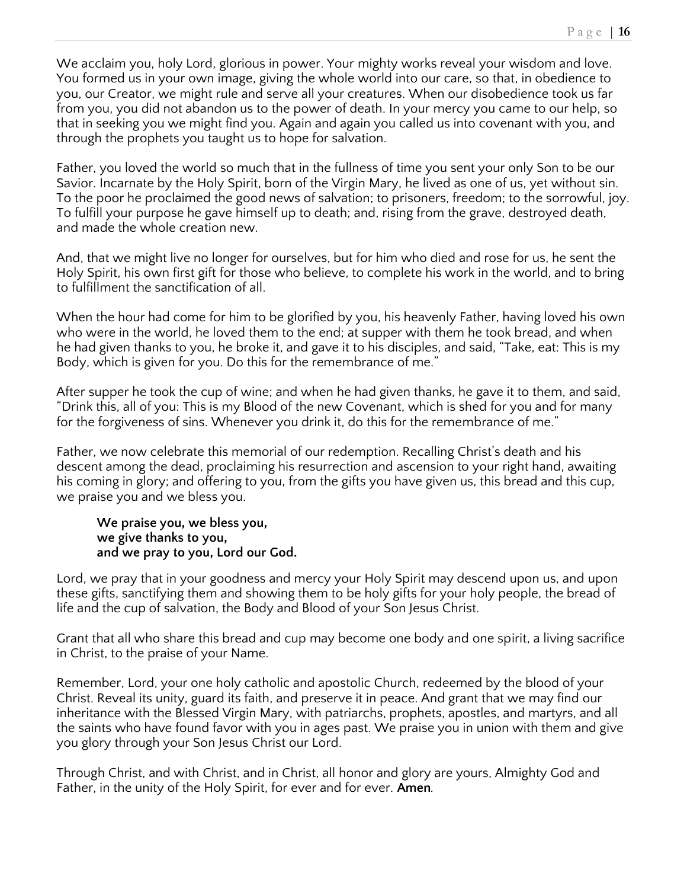We acclaim you, holy Lord, glorious in power. Your mighty works reveal your wisdom and love. You formed us in your own image, giving the whole world into our care, so that, in obedience to you, our Creator, we might rule and serve all your creatures. When our disobedience took us far from you, you did not abandon us to the power of death. In your mercy you came to our help, so that in seeking you we might find you. Again and again you called us into covenant with you, and through the prophets you taught us to hope for salvation.

Father, you loved the world so much that in the fullness of time you sent your only Son to be our Savior. Incarnate by the Holy Spirit, born of the Virgin Mary, he lived as one of us, yet without sin. To the poor he proclaimed the good news of salvation; to prisoners, freedom; to the sorrowful, joy. To fulfill your purpose he gave himself up to death; and, rising from the grave, destroyed death, and made the whole creation new.

And, that we might live no longer for ourselves, but for him who died and rose for us, he sent the Holy Spirit, his own first gift for those who believe, to complete his work in the world, and to bring to fulfillment the sanctification of all.

When the hour had come for him to be glorified by you, his heavenly Father, having loved his own who were in the world, he loved them to the end; at supper with them he took bread, and when he had given thanks to you, he broke it, and gave it to his disciples, and said, "Take, eat: This is my Body, which is given for you. Do this for the remembrance of me."

After supper he took the cup of wine; and when he had given thanks, he gave it to them, and said, "Drink this, all of you: This is my Blood of the new Covenant, which is shed for you and for many for the forgiveness of sins. Whenever you drink it, do this for the remembrance of me."

Father, we now celebrate this memorial of our redemption. Recalling Christ's death and his descent among the dead, proclaiming his resurrection and ascension to your right hand, awaiting his coming in glory; and offering to you, from the gifts you have given us, this bread and this cup, we praise you and we bless you.

> **We praise you, we bless you,**
> **we give thanks to you,**
> **and we pray to you, Lord our God.**

Lord, we pray that in your goodness and mercy your Holy Spirit may descend upon us, and upon these gifts, sanctifying them and showing them to be holy gifts for your holy people, the bread of life and the cup of salvation, the Body and Blood of your Son Jesus Christ.

Grant that all who share this bread and cup may become one body and one spirit, a living sacrifice in Christ, to the praise of your Name.

Remember, Lord, your one holy catholic and apostolic Church, redeemed by the blood of your Christ. Reveal its unity, guard its faith, and preserve it in peace. And grant that we may find our inheritance with the Blessed Virgin Mary, with patriarchs, prophets, apostles, and martyrs, and all the saints who have found favor with you in ages past. We praise you in union with them and give you glory through your Son Jesus Christ our Lord.

Through Christ, and with Christ, and in Christ, all honor and glory are yours, Almighty God and Father, in the unity of the Holy Spirit, for ever and for ever. **Amen**.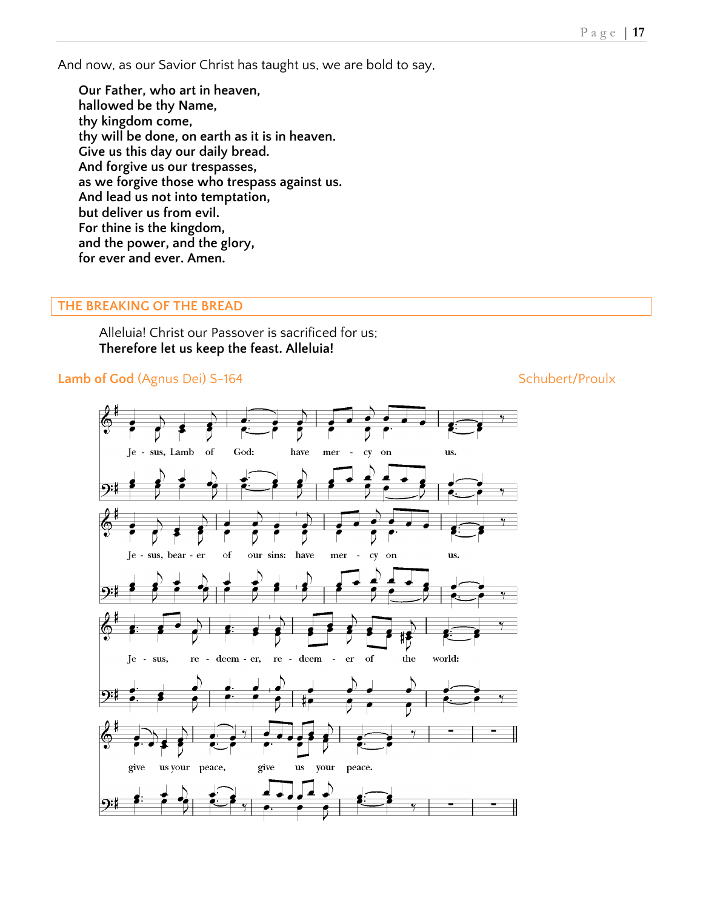And now, as our Savior Christ has taught us, we are bold to say,

**Our Father, who art in heaven,**
**hallowed be thy Name,**
**thy kingdom come,**
**thy will be done, on earth as it is in heaven.**
**Give us this day our daily bread.**
**And forgive us our trespasses,**
**as we forgive those who trespass against us.**
**And lead us not into temptation,**
**but deliver us from evil.**
**For thine is the kingdom,**
**and the power, and the glory,**
**for ever and ever. Amen.**

## THE BREAKING OF THE BREAD

Alleluia! Christ our Passover is sacrificed for us;
**Therefore let us keep the feast. Alleluia!**

### Lamb of God (Agnus Dei) S-164 — Schubert/Proulx

Je - sus, Lamb of God: have mer - cy on us.

Je - sus, bear - er of our sins: have mer - cy on us.

Je - sus, re - deem - er, re - deem - er of the world:

give us your peace, give us your peace.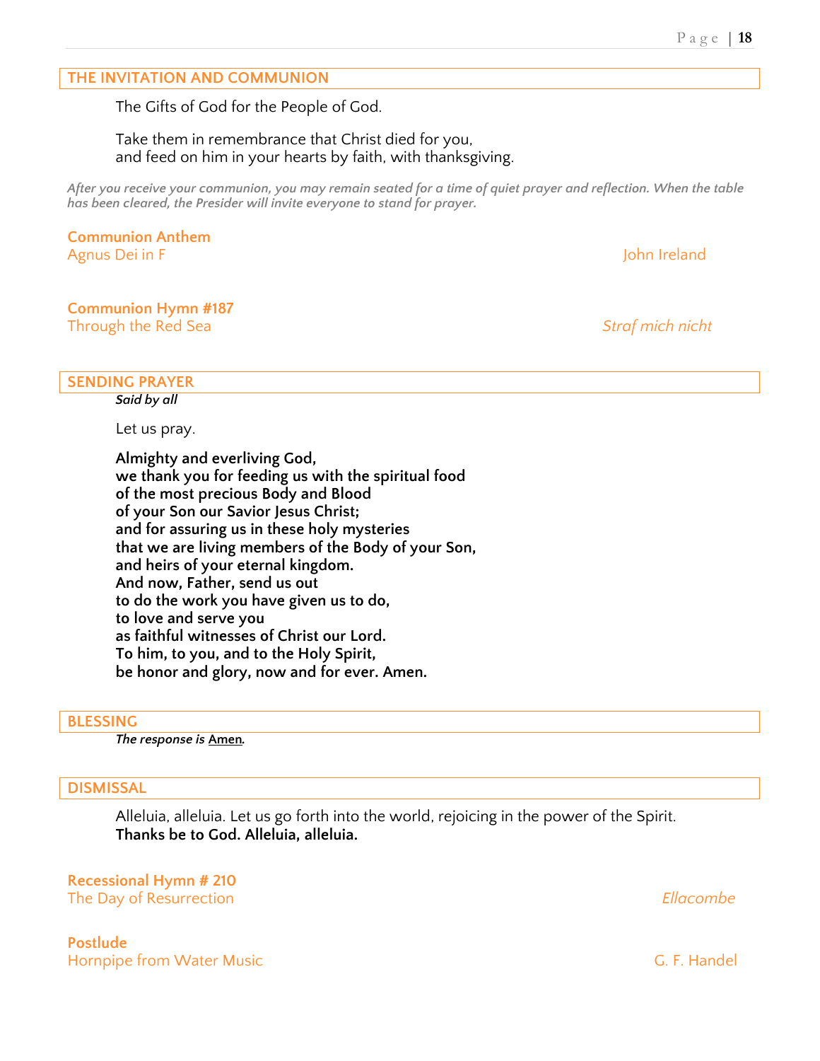## THE INVITATION AND COMMUNION

The Gifts of God for the People of God.

Take them in remembrance that Christ died for you,
and feed on him in your hearts by faith, with thanksgiving.

*After you receive your communion, you may remain seated for a time of quiet prayer and reflection. When the table has been cleared, the Presider will invite everyone to stand for prayer.*

**Communion Anthem**
Agnus Dei in F — John Ireland

**Communion Hymn #187**
Through the Red Sea — *Straf mich nicht*

## SENDING PRAYER

*Said by all*

Let us pray.

**Almighty and everliving God,
we thank you for feeding us with the spiritual food
of the most precious Body and Blood
of your Son our Savior Jesus Christ;
and for assuring us in these holy mysteries
that we are living members of the Body of your Son,
and heirs of your eternal kingdom.
And now, Father, send us out
to do the work you have given us to do,
to love and serve you
as faithful witnesses of Christ our Lord.
To him, to you, and to the Holy Spirit,
be honor and glory, now and for ever. Amen.**

## BLESSING

*The response is* **Amen**.

## DISMISSAL

Alleluia, alleluia. Let us go forth into the world, rejoicing in the power of the Spirit.
**Thanks be to God. Alleluia, alleluia.**

**Recessional Hymn # 210**
The Day of Resurrection — *Ellacombe*

**Postlude**
Hornpipe from Water Music — G. F. Handel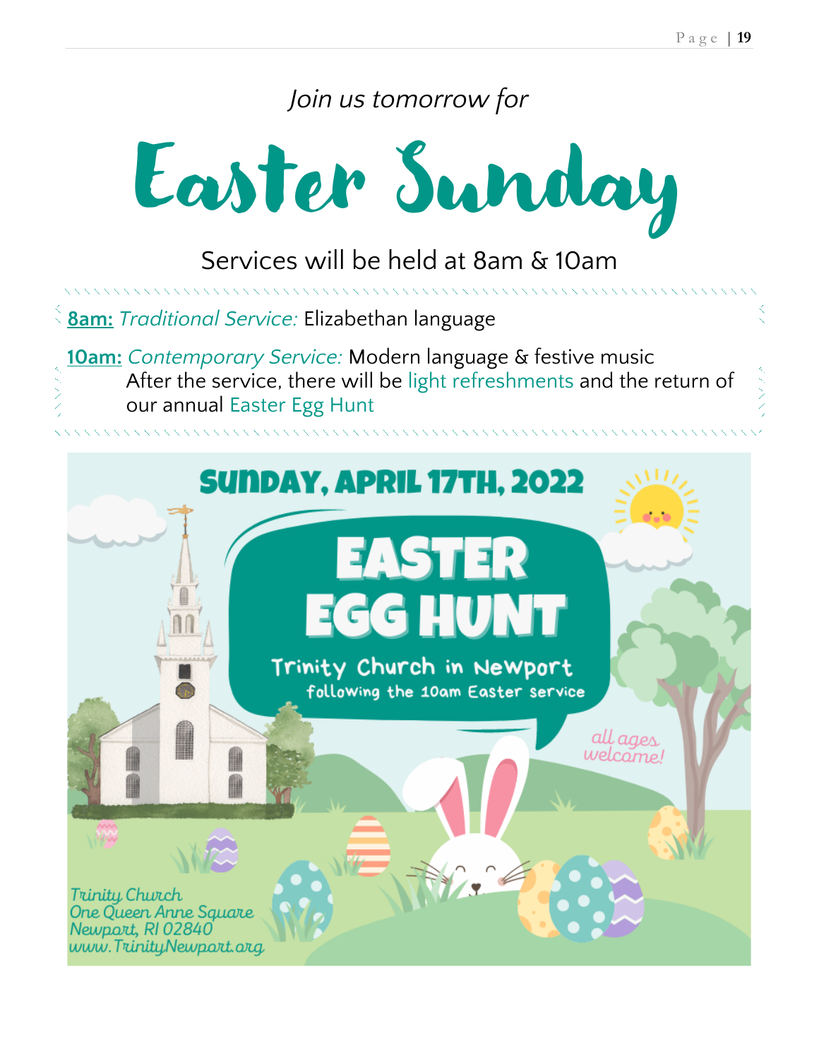*Join us tomorrow for*

# Easter Sunday

Services will be held at 8am & 10am

**8am:** *Traditional Service:* Elizabethan language

**10am:** *Contemporary Service:* Modern language & festive music
After the service, there will be light refreshments and the return of our annual Easter Egg Hunt

SUNDAY, APRIL 17TH, 2022

EASTER EGG HUNT

Trinity Church in Newport
following the 10am Easter service

all ages welcome!

Trinity Church
One Queen Anne Square
Newport, RI 02840
www.TrinityNewport.org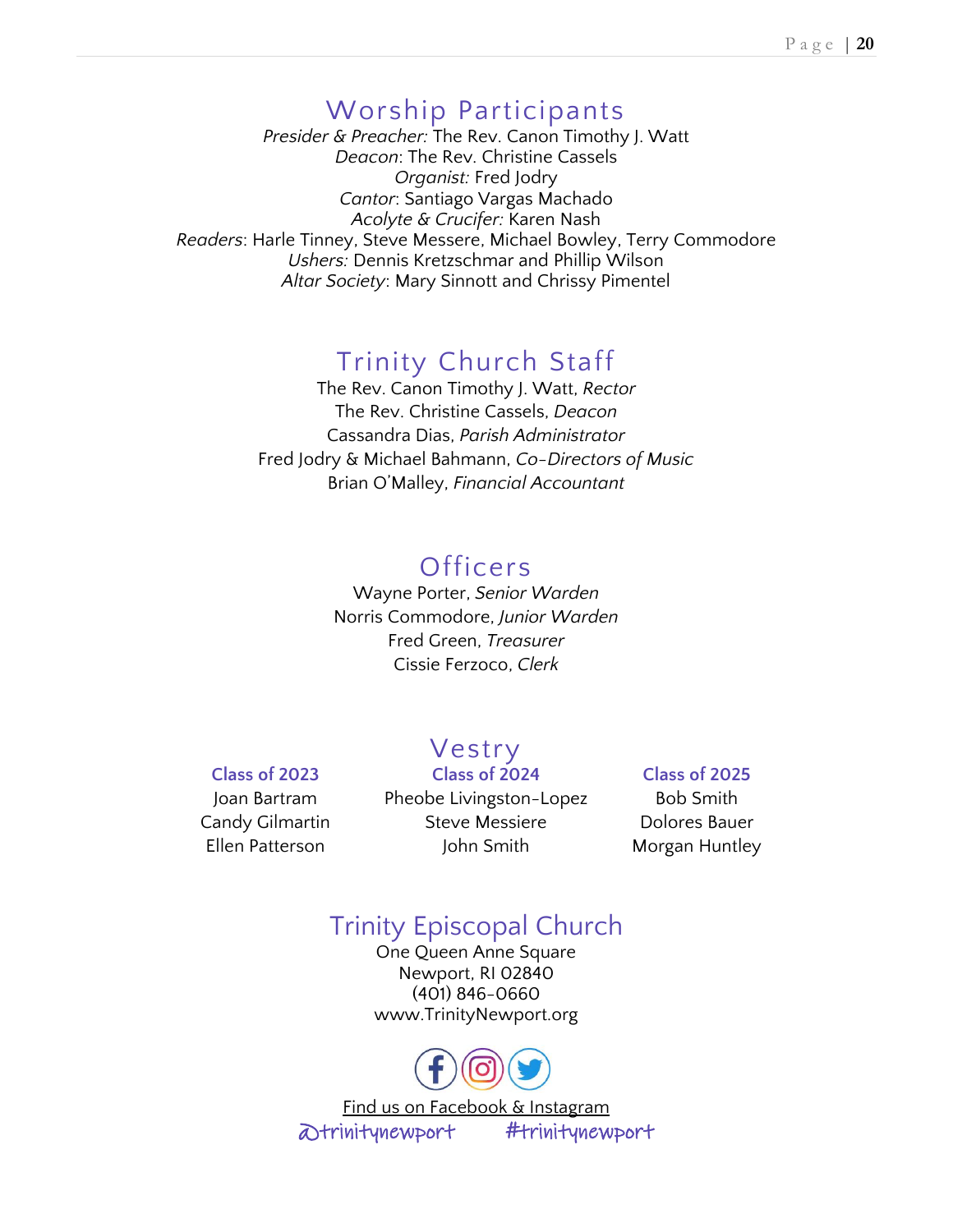## Worship Participants

*Presider & Preacher:* The Rev. Canon Timothy J. Watt
*Deacon*: The Rev. Christine Cassels
*Organist:* Fred Jodry
*Cantor*: Santiago Vargas Machado
*Acolyte & Crucifer:* Karen Nash
*Readers*: Harle Tinney, Steve Messere, Michael Bowley, Terry Commodore
*Ushers:* Dennis Kretzschmar and Phillip Wilson
*Altar Society*: Mary Sinnott and Chrissy Pimentel

## Trinity Church Staff

The Rev. Canon Timothy J. Watt, *Rector*
The Rev. Christine Cassels, *Deacon*
Cassandra Dias, *Parish Administrator*
Fred Jodry & Michael Bahmann, *Co-Directors of Music*
Brian O'Malley, *Financial Accountant*

## Officers

Wayne Porter, *Senior Warden*
Norris Commodore, *Junior Warden*
Fred Green, *Treasurer*
Cissie Ferzoco, *Clerk*

## Vestry

**Class of 2023**
Joan Bartram
Candy Gilmartin
Ellen Patterson

**Class of 2024**
Pheobe Livingston-Lopez
Steve Messiere
John Smith

**Class of 2025**
Bob Smith
Dolores Bauer
Morgan Huntley

## Trinity Episcopal Church

One Queen Anne Square
Newport, RI 02840
(401) 846-0660
www.TrinityNewport.org

Find us on Facebook & Instagram
@trinitynewport #trinitynewport